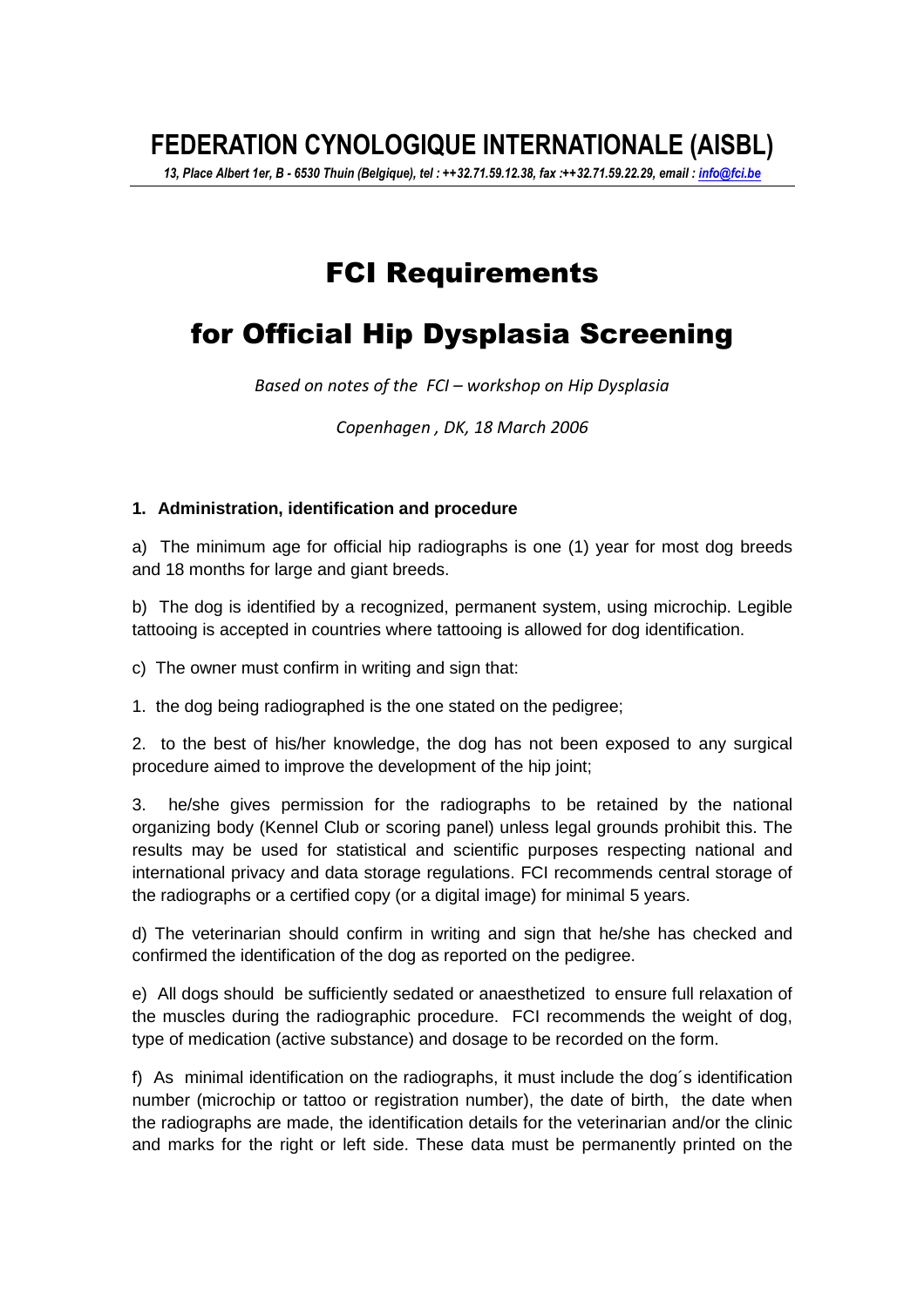# FEDERATION CYNOLOGIQUE INTERNATIONALE (AISBL)

*13, Place Albert 1er, B - 6530 Thuin (Belgique), tel : ++32.71.59.12.38, fax :++32.71.59.22.29, email : info@fci.be*

# FCI Requirements

# for Official Hip Dysplasia Screening

*Based on notes of the FCI – workshop on Hip Dysplasia*

*Copenhagen , DK, 18 March 2006*

### 1. Administration, identification and procedure

a) The minimum age for official hip radiographs is one (1) year for most dog breeds and 18 months for large and giant breeds.

b) The dog is identified by a recognized, permanent system, using microchip. Legible tattooing is accepted in countries where tattooing is allowed for dog identification.

c) The owner must confirm in writing and sign that:

1. the dog being radiographed is the one stated on the pedigree;

2. to the best of his/her knowledge, the dog has not been exposed to any surgical procedure aimed to improve the development of the hip joint;

3. he/she gives permission for the radiographs to be retained by the national organizing body (Kennel Club or scoring panel) unless legal grounds prohibit this. The results may be used for statistical and scientific purposes respecting national and international privacy and data storage regulations. FCI recommends central storage of the radiographs or a certified copy (or a digital image) for minimal 5 years.

d) The veterinarian should confirm in writing and sign that he/she has checked and confirmed the identification of the dog as reported on the pedigree.

e) All dogs should be sufficiently sedated or anaesthetized to ensure full relaxation of the muscles during the radiographic procedure. FCI recommends the weight of dog, type of medication (active substance) and dosage to be recorded on the form.

f) As minimal identification on the radiographs, it must include the dog´s identification number (microchip or tattoo or registration number), the date of birth, the date when the radiographs are made, the identification details for the veterinarian and/or the clinic and marks for the right or left side. These data must be permanently printed on the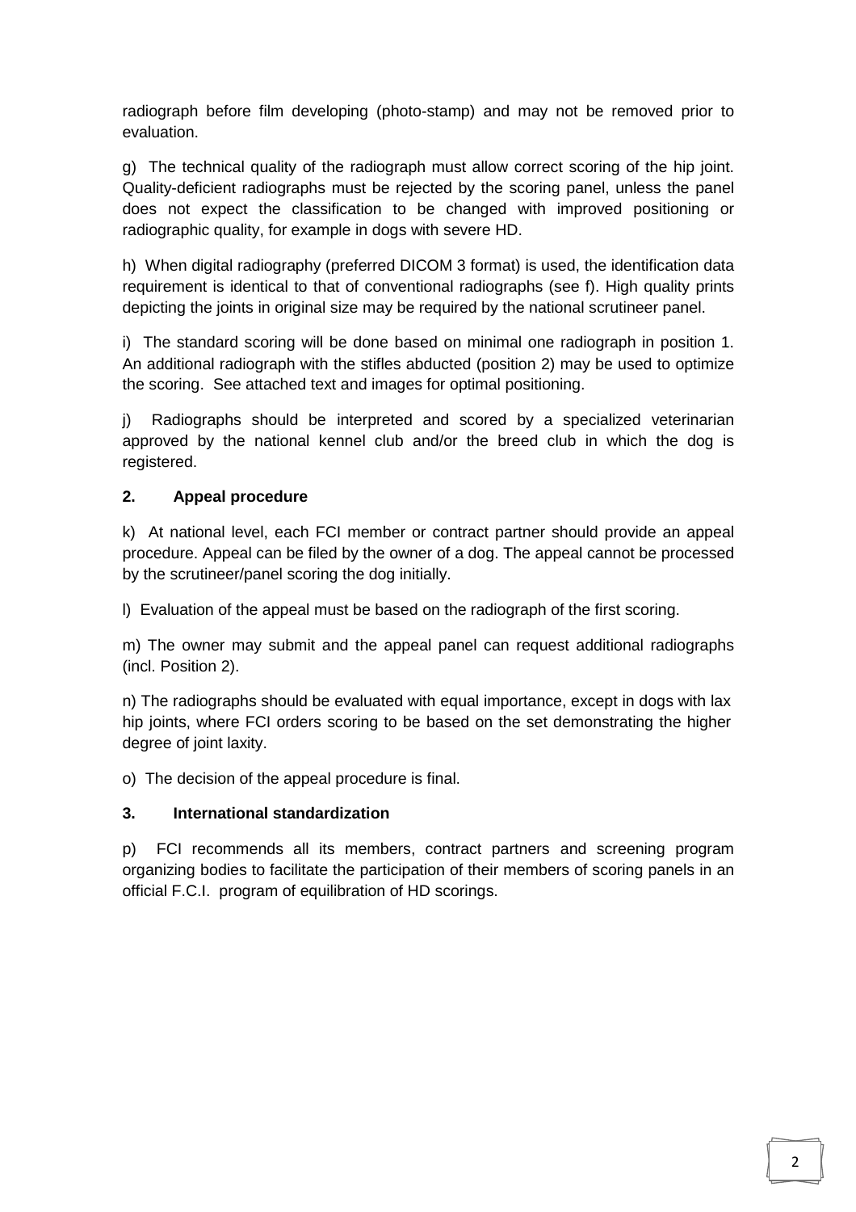radiograph before film developing (photo-stamp) and may not be removed prior to evaluation.

g) The technical quality of the radiograph must allow correct scoring of the hip joint. Quality-deficient radiographs must be rejected by the scoring panel, unless the panel does not expect the classification to be changed with improved positioning or radiographic quality, for example in dogs with severe HD.

h) When digital radiography (preferred DICOM 3 format) is used, the identification data requirement is identical to that of conventional radiographs (see f). High quality prints depicting the joints in original size may be required by the national scrutineer panel.

i) The standard scoring will be done based on minimal one radiograph in position 1. An additional radiograph with the stifles abducted (position 2) may be used to optimize the scoring. See attached text and images for optimal positioning.

j) Radiographs should be interpreted and scored by a specialized veterinarian approved by the national kennel club and/or the breed club in which the dog is registered.

**2. Appeal procedure**

k) At national level, each FCI member or contract partner should provide an appeal procedure. Appeal can be filed by the owner of a dog. The appeal cannot be processed by the scrutineer/panel scoring the dog initially.

l) Evaluation of the appeal must be based on the radiograph of the first scoring.

m) The owner may submit and the appeal panel can request additional radiographs (incl. Position 2).

n) The radiographs should be evaluated with equal importance, except in dogs with lax hip joints, where FCI orders scoring to be based on the set demonstrating the higher degree of joint laxity.

o) The decision of the appeal procedure is final.

**3. International standardization**

p) FCI recommends all its members, contract partners and screening program organizing bodies to facilitate the participation of their members of scoring panels in an official F.C.I. program of equilibration of HD scorings.